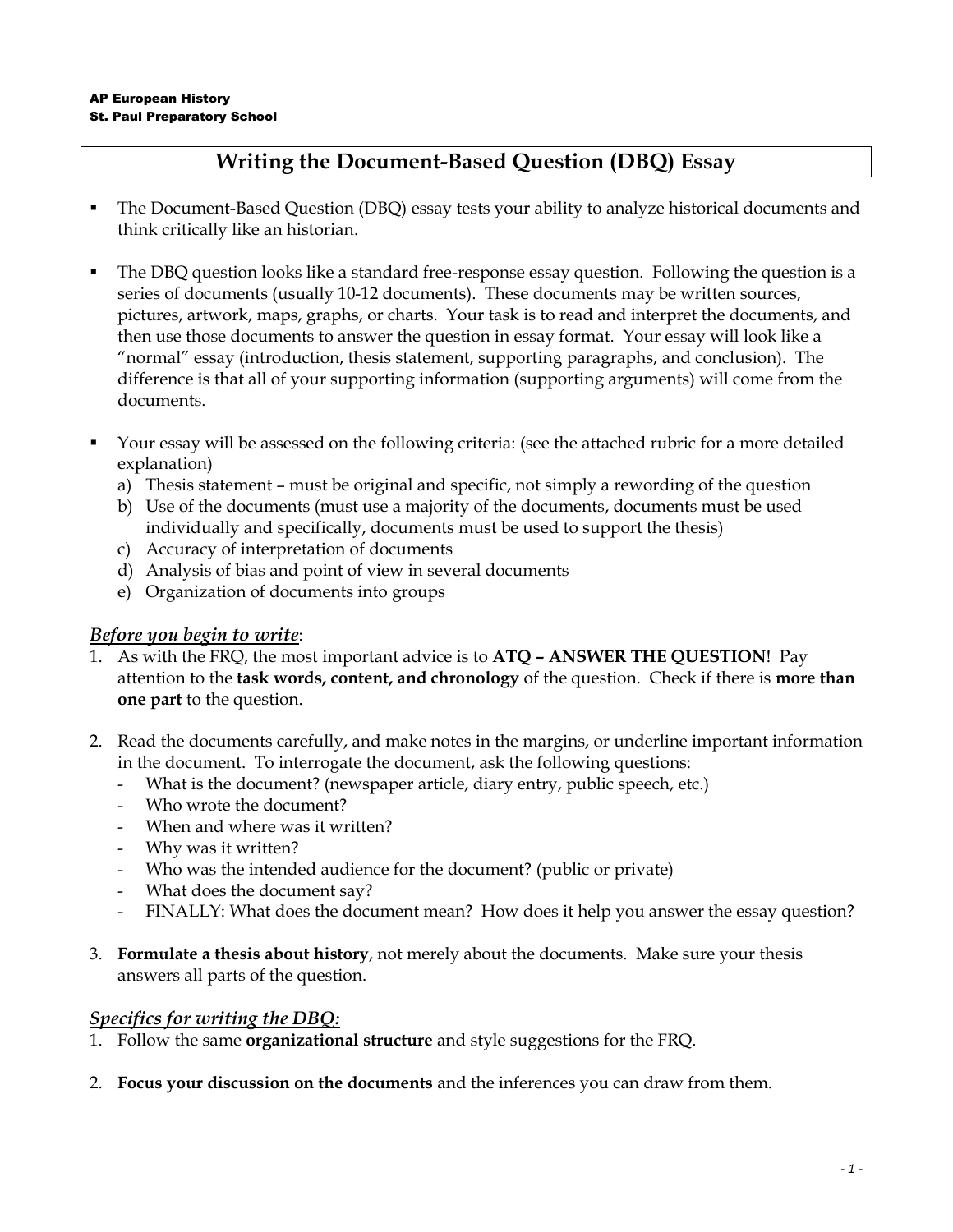**AP European History**
**St. Paul Preparatory School**

# Writing the Document-Based Question (DBQ) Essay

- The Document-Based Question (DBQ) essay tests your ability to analyze historical documents and think critically like an historian.

- The DBQ question looks like a standard free-response essay question. Following the question is a series of documents (usually 10-12 documents). These documents may be written sources, pictures, artwork, maps, graphs, or charts. Your task is to read and interpret the documents, and then use those documents to answer the question in essay format. Your essay will look like a "normal" essay (introduction, thesis statement, supporting paragraphs, and conclusion). The difference is that all of your supporting information (supporting arguments) will come from the documents.

- Your essay will be assessed on the following criteria: (see the attached rubric for a more detailed explanation)
  a) Thesis statement – must be original and specific, not simply a rewording of the question
  b) Use of the documents (must use a majority of the documents, documents must be used <u>individually</u> and <u>specifically</u>, documents must be used to support the thesis)
  c) Accuracy of interpretation of documents
  d) Analysis of bias and point of view in several documents
  e) Organization of documents into groups

### *<u>Before you begin to write</u>*:

1. As with the FRQ, the most important advice is to **ATQ – ANSWER THE QUESTION**! Pay attention to the **task words, content, and chronology** of the question. Check if there is **more than one part** to the question.

2. Read the documents carefully, and make notes in the margins, or underline important information in the document. To interrogate the document, ask the following questions:
   - What is the document? (newspaper article, diary entry, public speech, etc.)
   - Who wrote the document?
   - When and where was it written?
   - Why was it written?
   - Who was the intended audience for the document? (public or private)
   - What does the document say?
   - FINALLY: What does the document mean? How does it help you answer the essay question?

3. **Formulate a thesis about history**, not merely about the documents. Make sure your thesis answers all parts of the question.

### *<u>Specifics for writing the DBQ:</u>*

1. Follow the same **organizational structure** and style suggestions for the FRQ.

2. **Focus your discussion on the documents** and the inferences you can draw from them.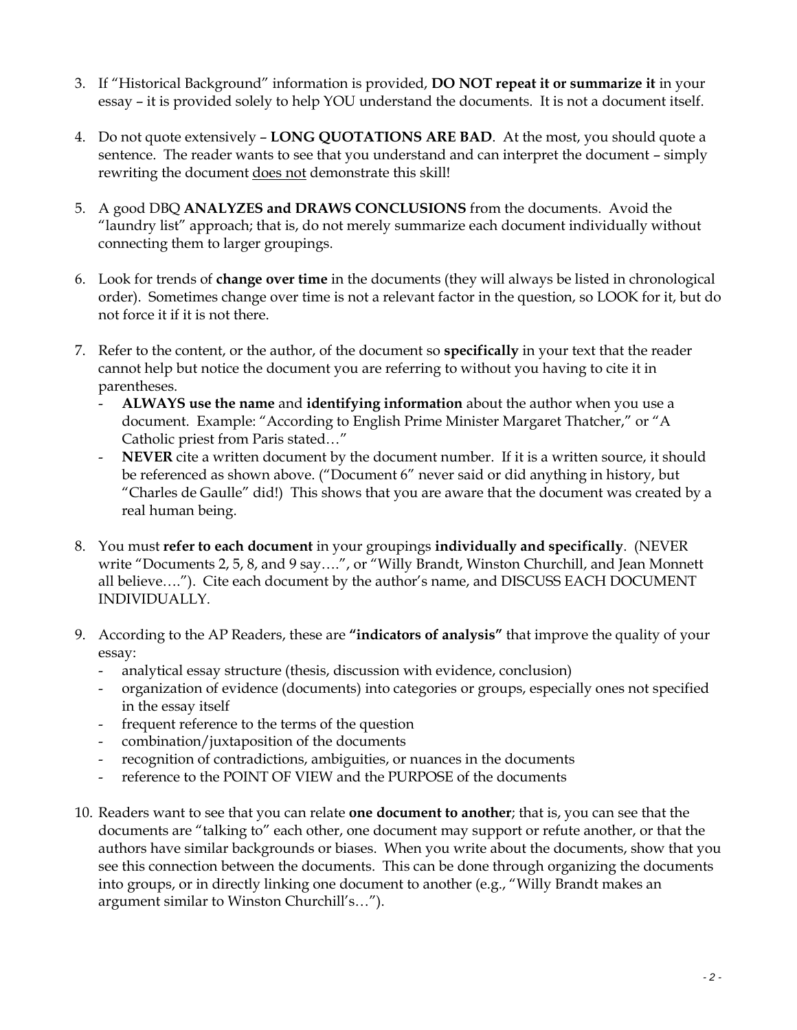3. If "Historical Background" information is provided, **DO NOT repeat it or summarize it** in your essay – it is provided solely to help YOU understand the documents. It is not a document itself.

4. Do not quote extensively – **LONG QUOTATIONS ARE BAD**. At the most, you should quote a sentence. The reader wants to see that you understand and can interpret the document – simply rewriting the document <u>does not</u> demonstrate this skill!

5. A good DBQ **ANALYZES and DRAWS CONCLUSIONS** from the documents. Avoid the "laundry list" approach; that is, do not merely summarize each document individually without connecting them to larger groupings.

6. Look for trends of **change over time** in the documents (they will always be listed in chronological order). Sometimes change over time is not a relevant factor in the question, so LOOK for it, but do not force it if it is not there.

7. Refer to the content, or the author, of the document so **specifically** in your text that the reader cannot help but notice the document you are referring to without you having to cite it in parentheses.
   - **ALWAYS use the name** and **identifying information** about the author when you use a document. Example: "According to English Prime Minister Margaret Thatcher," or "A Catholic priest from Paris stated…"
   - **NEVER** cite a written document by the document number. If it is a written source, it should be referenced as shown above. ("Document 6" never said or did anything in history, but "Charles de Gaulle" did!) This shows that you are aware that the document was created by a real human being.

8. You must **refer to each document** in your groupings **individually and specifically**. (NEVER write "Documents 2, 5, 8, and 9 say….", or "Willy Brandt, Winston Churchill, and Jean Monnett all believe…."). Cite each document by the author's name, and DISCUSS EACH DOCUMENT INDIVIDUALLY.

9. According to the AP Readers, these are **"indicators of analysis"** that improve the quality of your essay:
   - analytical essay structure (thesis, discussion with evidence, conclusion)
   - organization of evidence (documents) into categories or groups, especially ones not specified in the essay itself
   - frequent reference to the terms of the question
   - combination/juxtaposition of the documents
   - recognition of contradictions, ambiguities, or nuances in the documents
   - reference to the POINT OF VIEW and the PURPOSE of the documents

10. Readers want to see that you can relate **one document to another**; that is, you can see that the documents are "talking to" each other, one document may support or refute another, or that the authors have similar backgrounds or biases. When you write about the documents, show that you see this connection between the documents. This can be done through organizing the documents into groups, or in directly linking one document to another (e.g., "Willy Brandt makes an argument similar to Winston Churchill's…").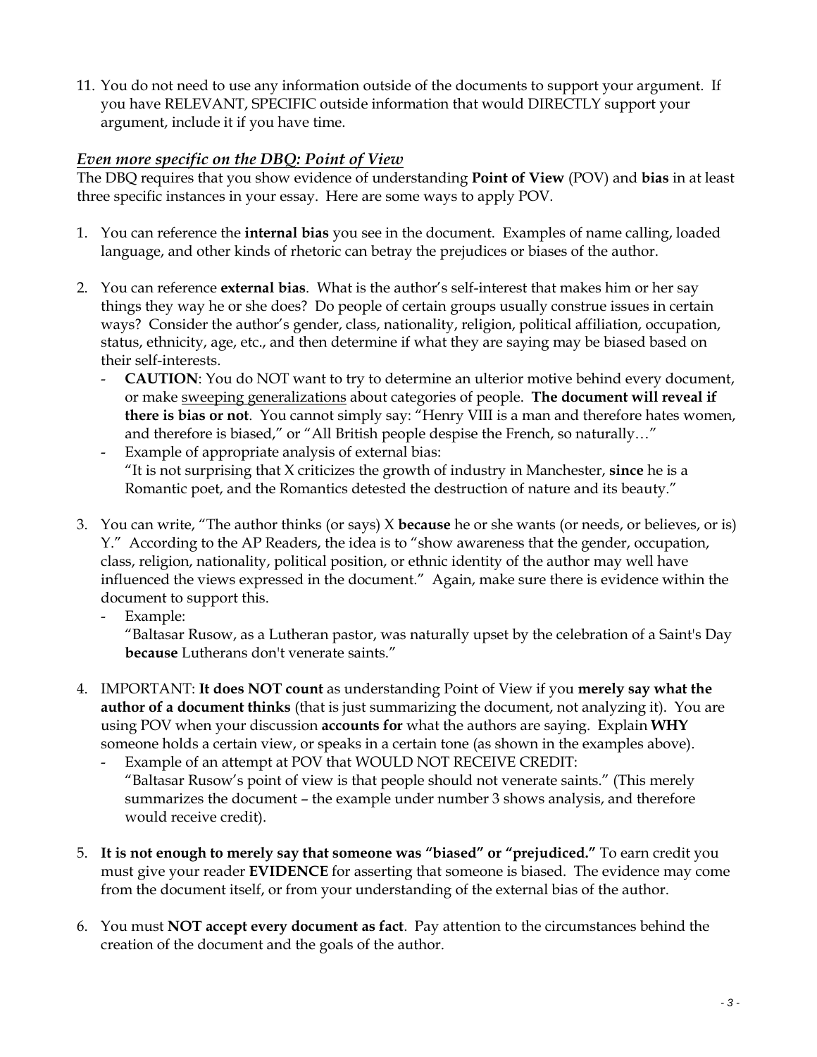11. You do not need to use any information outside of the documents to support your argument. If you have RELEVANT, SPECIFIC outside information that would DIRECTLY support your argument, include it if you have time.

### *Even more specific on the DBQ: Point of View*

The DBQ requires that you show evidence of understanding **Point of View** (POV) and **bias** in at least three specific instances in your essay. Here are some ways to apply POV.

1. You can reference the **internal bias** you see in the document. Examples of name calling, loaded language, and other kinds of rhetoric can betray the prejudices or biases of the author.

2. You can reference **external bias**. What is the author's self-interest that makes him or her say things they way he or she does? Do people of certain groups usually construe issues in certain ways? Consider the author's gender, class, nationality, religion, political affiliation, occupation, status, ethnicity, age, etc., and then determine if what they are saying may be biased based on their self-interests.
   - **CAUTION**: You do NOT want to try to determine an ulterior motive behind every document, or make sweeping generalizations about categories of people. **The document will reveal if there is bias or not**. You cannot simply say: "Henry VIII is a man and therefore hates women, and therefore is biased," or "All British people despise the French, so naturally…"
   - Example of appropriate analysis of external bias:
     "It is not surprising that X criticizes the growth of industry in Manchester, **since** he is a Romantic poet, and the Romantics detested the destruction of nature and its beauty."

3. You can write, "The author thinks (or says) X **because** he or she wants (or needs, or believes, or is) Y." According to the AP Readers, the idea is to "show awareness that the gender, occupation, class, religion, nationality, political position, or ethnic identity of the author may well have influenced the views expressed in the document." Again, make sure there is evidence within the document to support this.
   - Example:
     "Baltasar Rusow, as a Lutheran pastor, was naturally upset by the celebration of a Saint's Day **because** Lutherans don't venerate saints."

4. IMPORTANT: **It does NOT count** as understanding Point of View if you **merely say what the author of a document thinks** (that is just summarizing the document, not analyzing it). You are using POV when your discussion **accounts for** what the authors are saying. Explain **WHY** someone holds a certain view, or speaks in a certain tone (as shown in the examples above).
   - Example of an attempt at POV that WOULD NOT RECEIVE CREDIT:
     "Baltasar Rusow's point of view is that people should not venerate saints." (This merely summarizes the document – the example under number 3 shows analysis, and therefore would receive credit).

5. **It is not enough to merely say that someone was "biased" or "prejudiced."** To earn credit you must give your reader **EVIDENCE** for asserting that someone is biased. The evidence may come from the document itself, or from your understanding of the external bias of the author.

6. You must **NOT accept every document as fact**. Pay attention to the circumstances behind the creation of the document and the goals of the author.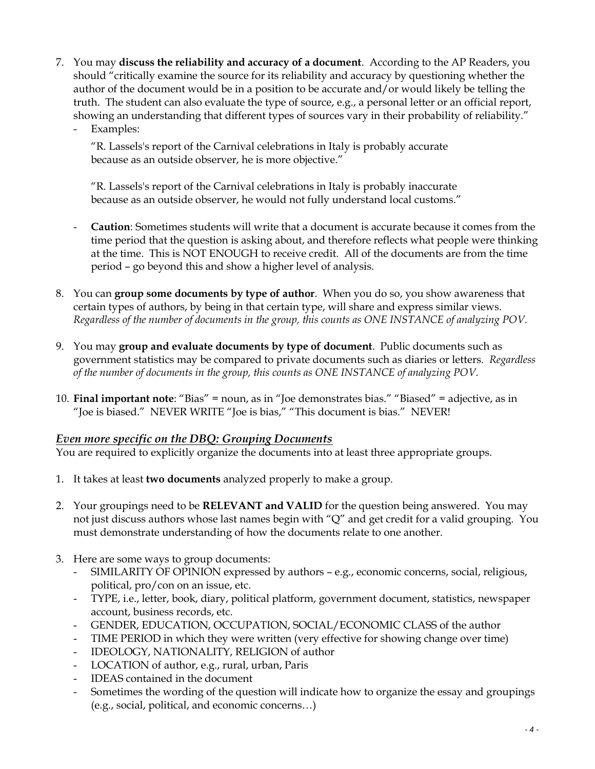7. You may **discuss the reliability and accuracy of a document**. According to the AP Readers, you should "critically examine the source for its reliability and accuracy by questioning whether the author of the document would be in a position to be accurate and/or would likely be telling the truth. The student can also evaluate the type of source, e.g., a personal letter or an official report, showing an understanding that different types of sources vary in their probability of reliability."
   - Examples:

     "R. Lassels's report of the Carnival celebrations in Italy is probably accurate because as an outside observer, he is more objective."

     "R. Lassels's report of the Carnival celebrations in Italy is probably inaccurate because as an outside observer, he would not fully understand local customs."

   - **Caution**: Sometimes students will write that a document is accurate because it comes from the time period that the question is asking about, and therefore reflects what people were thinking at the time. This is NOT ENOUGH to receive credit. All of the documents are from the time period – go beyond this and show a higher level of analysis.

8. You can **group some documents by type of author**. When you do so, you show awareness that certain types of authors, by being in that certain type, will share and express similar views. *Regardless of the number of documents in the group, this counts as ONE INSTANCE of analyzing POV.*

9. You may **group and evaluate documents by type of document**. Public documents such as government statistics may be compared to private documents such as diaries or letters. *Regardless of the number of documents in the group, this counts as ONE INSTANCE of analyzing POV.*

10. **Final important note**: "Bias" = noun, as in "Joe demonstrates bias." "Biased" = adjective, as in "Joe is biased." NEVER WRITE "Joe is bias," "This document is bias." NEVER!

## ***Even more specific on the DBQ: Grouping Documents***

You are required to explicitly organize the documents into at least three appropriate groups.

1. It takes at least **two documents** analyzed properly to make a group.

2. Your groupings need to be **RELEVANT and VALID** for the question being answered. You may not just discuss authors whose last names begin with "Q" and get credit for a valid grouping. You must demonstrate understanding of how the documents relate to one another.

3. Here are some ways to group documents:
   - SIMILARITY OF OPINION expressed by authors – e.g., economic concerns, social, religious, political, pro/con on an issue, etc.
   - TYPE, i.e., letter, book, diary, political platform, government document, statistics, newspaper account, business records, etc.
   - GENDER, EDUCATION, OCCUPATION, SOCIAL/ECONOMIC CLASS of the author
   - TIME PERIOD in which they were written (very effective for showing change over time)
   - IDEOLOGY, NATIONALITY, RELIGION of author
   - LOCATION of author, e.g., rural, urban, Paris
   - IDEAS contained in the document
   - Sometimes the wording of the question will indicate how to organize the essay and groupings (e.g., social, political, and economic concerns…)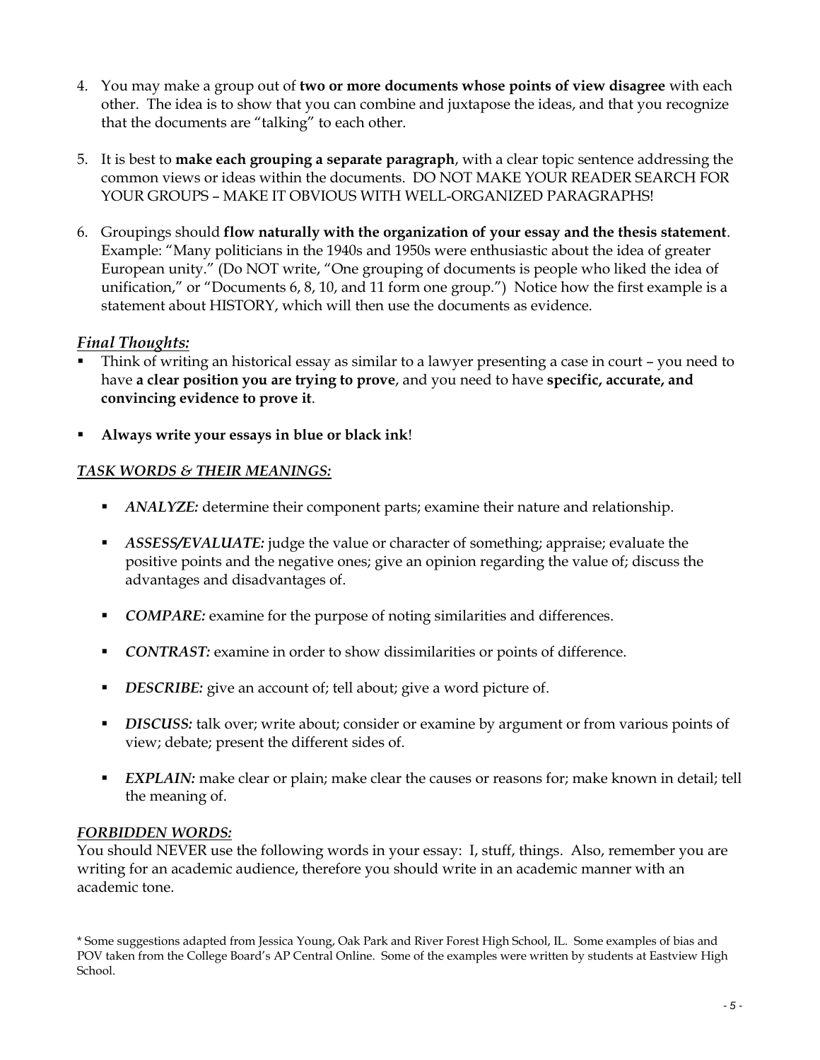4. You may make a group out of **two or more documents whose points of view disagree** with each other. The idea is to show that you can combine and juxtapose the ideas, and that you recognize that the documents are "talking" to each other.

5. It is best to **make each grouping a separate paragraph**, with a clear topic sentence addressing the common views or ideas within the documents. DO NOT MAKE YOUR READER SEARCH FOR YOUR GROUPS – MAKE IT OBVIOUS WITH WELL-ORGANIZED PARAGRAPHS!

6. Groupings should **flow naturally with the organization of your essay and the thesis statement**. Example: "Many politicians in the 1940s and 1950s were enthusiastic about the idea of greater European unity." (Do NOT write, "One grouping of documents is people who liked the idea of unification," or "Documents 6, 8, 10, and 11 form one group.") Notice how the first example is a statement about HISTORY, which will then use the documents as evidence.

## ***Final Thoughts:***

- Think of writing an historical essay as similar to a lawyer presenting a case in court – you need to have **a clear position you are trying to prove**, and you need to have **specific, accurate, and convincing evidence to prove it**.
- **Always write your essays in blue or black ink**!

## ***TASK WORDS & THEIR MEANINGS:***

- ***ANALYZE:*** determine their component parts; examine their nature and relationship.
- ***ASSESS/EVALUATE:*** judge the value or character of something; appraise; evaluate the positive points and the negative ones; give an opinion regarding the value of; discuss the advantages and disadvantages of.
- ***COMPARE:*** examine for the purpose of noting similarities and differences.
- ***CONTRAST:*** examine in order to show dissimilarities or points of difference.
- ***DESCRIBE:*** give an account of; tell about; give a word picture of.
- ***DISCUSS:*** talk over; write about; consider or examine by argument or from various points of view; debate; present the different sides of.
- ***EXPLAIN:*** make clear or plain; make clear the causes or reasons for; make known in detail; tell the meaning of.

## ***FORBIDDEN WORDS:***

You should NEVER use the following words in your essay: I, stuff, things. Also, remember you are writing for an academic audience, therefore you should write in an academic manner with an academic tone.

\* Some suggestions adapted from Jessica Young, Oak Park and River Forest High School, IL. Some examples of bias and POV taken from the College Board's AP Central Online. Some of the examples were written by students at Eastview High School.